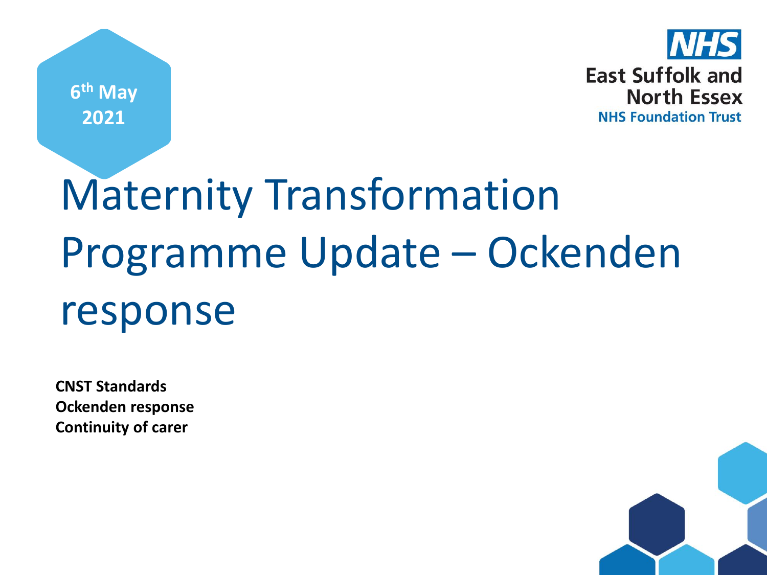6th May 2021

**NHS**
East Suffolk and North Essex
NHS Foundation Trust

# Maternity Transformation Programme Update – Ockenden response

**CNST Standards**
**Ockenden response**
**Continuity of carer**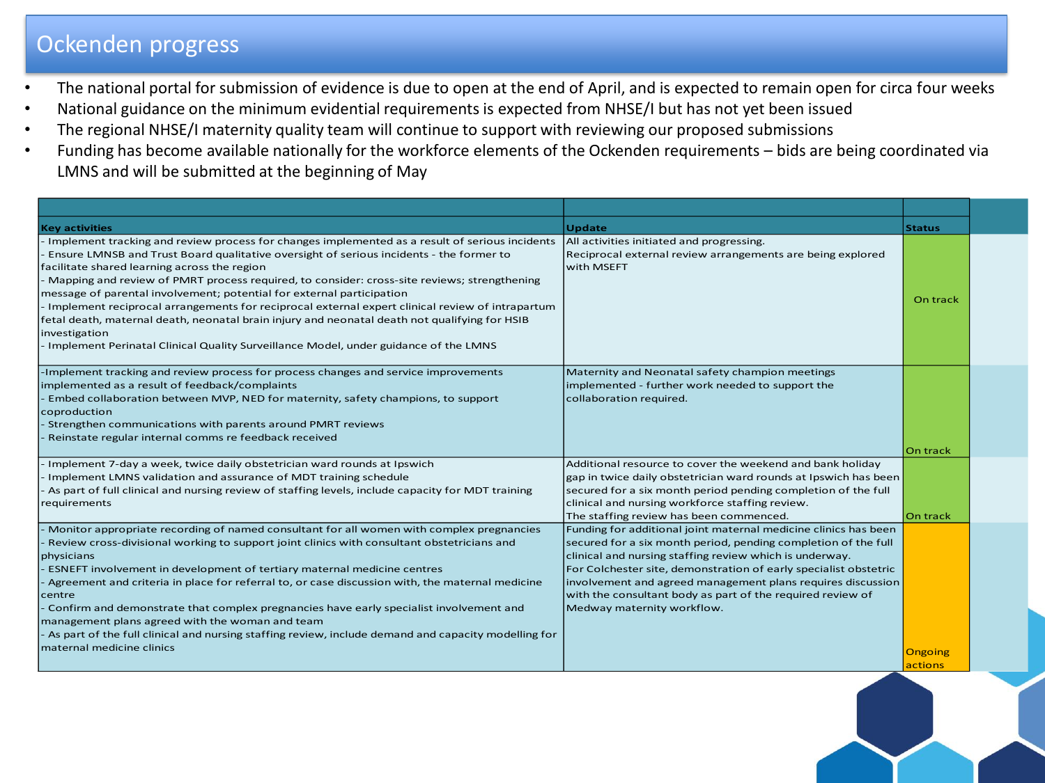# Ockenden progress

- The national portal for submission of evidence is due to open at the end of April, and is expected to remain open for circa four weeks
- National guidance on the minimum evidential requirements is expected from NHSE/I but has not yet been issued
- The regional NHSE/I maternity quality team will continue to support with reviewing our proposed submissions
- Funding has become available nationally for the workforce elements of the Ockenden requirements – bids are being coordinated via LMNS and will be submitted at the beginning of May

| Key activities | Update | Status |
| --- | --- | --- |
| - Implement tracking and review process for changes implemented as a result of serious incidents<br>- Ensure LMNSB and Trust Board qualitative oversight of serious incidents - the former to facilitate shared learning across the region<br>- Mapping and review of PMRT process required, to consider: cross-site reviews; strengthening message of parental involvement; potential for external participation<br>- Implement reciprocal arrangements for reciprocal external expert clinical review of intrapartum fetal death, maternal death, neonatal brain injury and neonatal death not qualifying for HSIB investigation<br>- Implement Perinatal Clinical Quality Surveillance Model, under guidance of the LMNS | All activities initiated and progressing.<br>Reciprocal external review arrangements are being explored with MSEFT | On track |
| -Implement tracking and review process for process changes and service improvements implemented as a result of feedback/complaints<br>- Embed collaboration between MVP, NED for maternity, safety champions, to support coproduction<br>- Strengthen communications with parents around PMRT reviews<br>- Reinstate regular internal comms re feedback received | Maternity and Neonatal safety champion meetings implemented - further work needed to support the collaboration required. | On track |
| - Implement 7-day a week, twice daily obstetrician ward rounds at Ipswich<br>- Implement LMNS validation and assurance of MDT training schedule<br>- As part of full clinical and nursing review of staffing levels, include capacity for MDT training requirements | Additional resource to cover the weekend and bank holiday gap in twice daily obstetrician ward rounds at Ipswich has been secured for a six month period pending completion of the full clinical and nursing workforce staffing review.<br>The staffing review has been commenced. | On track |
| - Monitor appropriate recording of named consultant for all women with complex pregnancies<br>- Review cross-divisional working to support joint clinics with consultant obstetricians and physicians<br>- ESNEFT involvement in development of tertiary maternal medicine centres<br>- Agreement and criteria in place for referral to, or case discussion with, the maternal medicine centre<br>- Confirm and demonstrate that complex pregnancies have early specialist involvement and management plans agreed with the woman and team<br>- As part of the full clinical and nursing staffing review, include demand and capacity modelling for maternal medicine clinics | Funding for additional joint maternal medicine clinics has been secured for a six month period, pending completion of the full clinical and nursing staffing review which is underway.<br>For Colchester site, demonstration of early specialist obstetric involvement and agreed management plans requires discussion with the consultant body as part of the required review of Medway maternity workflow. | Ongoing actions |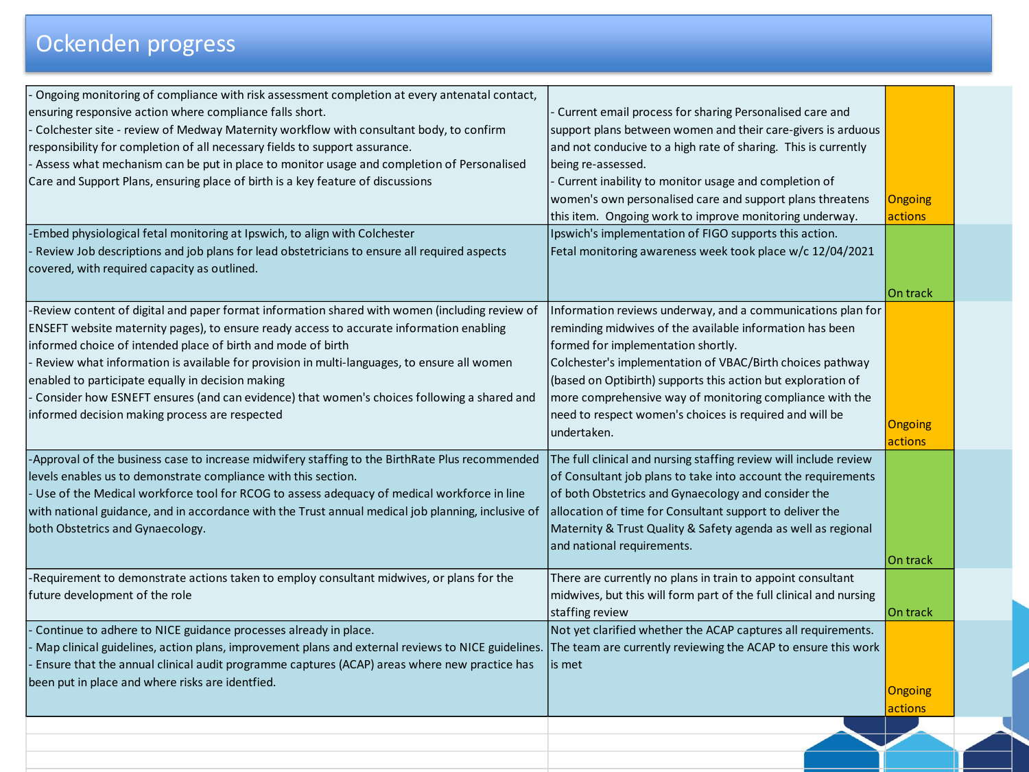# Ockenden progress

| | | |
|---|---|---|
| - Ongoing monitoring of compliance with risk assessment completion at every antenatal contact, ensuring responsive action where compliance falls short.<br>- Colchester site - review of Medway Maternity workflow with consultant body, to confirm responsibility for completion of all necessary fields to support assurance.<br>- Assess what mechanism can be put in place to monitor usage and completion of Personalised Care and Support Plans, ensuring place of birth is a key feature of discussions | - Current email process for sharing Personalised care and support plans between women and their care-givers is arduous and not conducive to a high rate of sharing. This is currently being re-assessed.<br>- Current inability to monitor usage and completion of women's own personalised care and support plans threatens this item. Ongoing work to improve monitoring underway. | Ongoing actions |
| -Embed physiological fetal monitoring at Ipswich, to align with Colchester<br>- Review Job descriptions and job plans for lead obstetricians to ensure all required aspects covered, with required capacity as outlined. | Ipswich's implementation of FIGO supports this action.<br>Fetal monitoring awareness week took place w/c 12/04/2021 | On track |
| -Review content of digital and paper format information shared with women (including review of ENSEFT website maternity pages), to ensure ready access to accurate information enabling informed choice of intended place of birth and mode of birth<br>- Review what information is available for provision in multi-languages, to ensure all women enabled to participate equally in decision making<br>- Consider how ESNEFT ensures (and can evidence) that women's choices following a shared and informed decision making process are respected | Information reviews underway, and a communications plan for reminding midwives of the available information has been formed for implementation shortly.<br>Colchester's implementation of VBAC/Birth choices pathway (based on Optibirth) supports this action but exploration of more comprehensive way of monitoring compliance with the need to respect women's choices is required and will be undertaken. | Ongoing actions |
| -Approval of the business case to increase midwifery staffing to the BirthRate Plus recommended levels enables us to demonstrate compliance with this section.<br>- Use of the Medical workforce tool for RCOG to assess adequacy of medical workforce in line with national guidance, and in accordance with the Trust annual medical job planning, inclusive of both Obstetrics and Gynaecology. | The full clinical and nursing staffing review will include review of Consultant job plans to take into account the requirements of both Obstetrics and Gynaecology and consider the allocation of time for Consultant support to deliver the Maternity & Trust Quality & Safety agenda as well as regional and national requirements. | On track |
| -Requirement to demonstrate actions taken to employ consultant midwives, or plans for the future development of the role | There are currently no plans in train to appoint consultant midwives, but this will form part of the full clinical and nursing staffing review | On track |
| - Continue to adhere to NICE guidance processes already in place.<br>- Map clinical guidelines, action plans, improvement plans and external reviews to NICE guidelines.<br>- Ensure that the annual clinical audit programme captures (ACAP) areas where new practice has been put in place and where risks are identfied. | Not yet clarified whether the ACAP captures all requirements. The team are currently reviewing the ACAP to ensure this work is met | Ongoing actions |